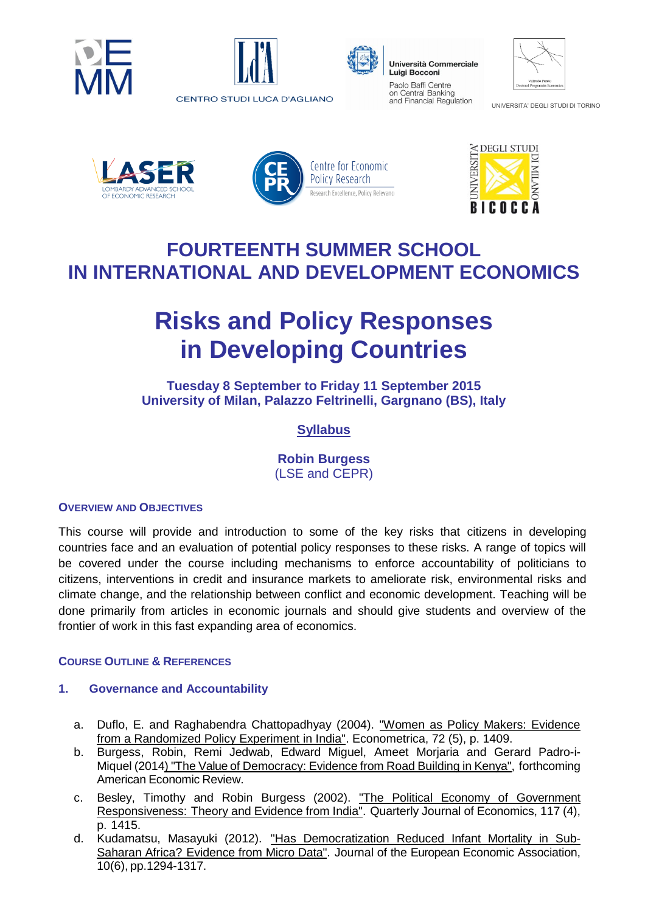DEMM

CENTRO STUDI LUCA D'AGLIANO

Università Commerciale Luigi Bocconi
Paolo Baffi Centre on Central Banking and Financial Regulation

UNIVERSITA' DEGLI STUDI DI TORINO

LASER
LOMBARDY ADVANCED SCHOOL OF ECONOMIC RESEARCH

Centre for Economic Policy Research
Research Excellence, Policy Relevance

UNIVERSITÀ DEGLI STUDI DI MILANO BICOCCA

# FOURTEENTH SUMMER SCHOOL IN INTERNATIONAL AND DEVELOPMENT ECONOMICS

# Risks and Policy Responses in Developing Countries

**Tuesday 8 September to Friday 11 September 2015**
**University of Milan, Palazzo Feltrinelli, Gargnano (BS), Italy**

**Syllabus**

**Robin Burgess**
(LSE and CEPR)

### OVERVIEW AND OBJECTIVES

This course will provide and introduction to some of the key risks that citizens in developing countries face and an evaluation of potential policy responses to these risks. A range of topics will be covered under the course including mechanisms to enforce accountability of politicians to citizens, interventions in credit and insurance markets to ameliorate risk, environmental risks and climate change, and the relationship between conflict and economic development. Teaching will be done primarily from articles in economic journals and should give students and overview of the frontier of work in this fast expanding area of economics.

### COURSE OUTLINE & REFERENCES

#### 1. Governance and Accountability

a. Duflo, E. and Raghabendra Chattopadhyay (2004). "Women as Policy Makers: Evidence from a Randomized Policy Experiment in India". Econometrica, 72 (5), p. 1409.

b. Burgess, Robin, Remi Jedwab, Edward Miguel, Ameet Morjaria and Gerard Padro-i-Miquel (2014) "The Value of Democracy: Evidence from Road Building in Kenya", forthcoming American Economic Review.

c. Besley, Timothy and Robin Burgess (2002). "The Political Economy of Government Responsiveness: Theory and Evidence from India". Quarterly Journal of Economics, 117 (4), p. 1415.

d. Kudamatsu, Masayuki (2012). "Has Democratization Reduced Infant Mortality in Sub-Saharan Africa? Evidence from Micro Data". Journal of the European Economic Association, 10(6), pp.1294-1317.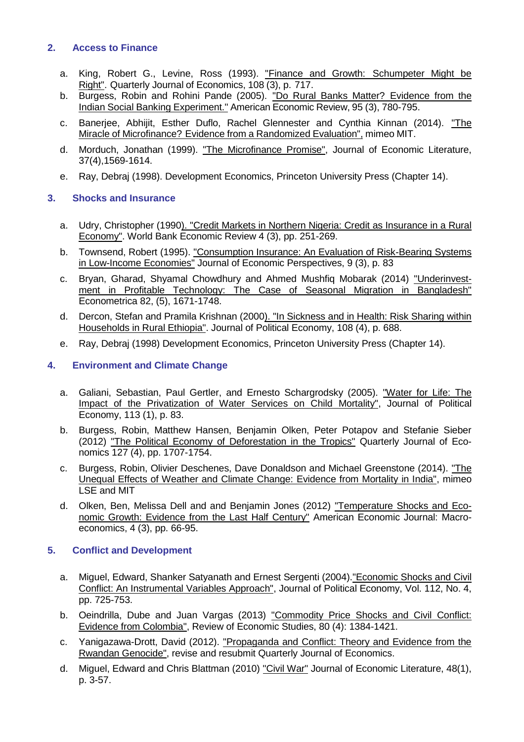## 2. Access to Finance

a. King, Robert G., Levine, Ross (1993). "Finance and Growth: Schumpeter Might be Right". Quarterly Journal of Economics, 108 (3), p. 717.

b. Burgess, Robin and Rohini Pande (2005). "Do Rural Banks Matter? Evidence from the Indian Social Banking Experiment." American Economic Review, 95 (3), 780-795.

c. Banerjee, Abhijit, Esther Duflo, Rachel Glennester and Cynthia Kinnan (2014). "The Miracle of Microfinance? Evidence from a Randomized Evaluation", mimeo MIT.

d. Morduch, Jonathan (1999). "The Microfinance Promise", Journal of Economic Literature, 37(4),1569-1614.

e. Ray, Debraj (1998). Development Economics, Princeton University Press (Chapter 14).

## 3. Shocks and Insurance

a. Udry, Christopher (1990). "Credit Markets in Northern Nigeria: Credit as Insurance in a Rural Economy". World Bank Economic Review 4 (3), pp. 251-269.

b. Townsend, Robert (1995). "Consumption Insurance: An Evaluation of Risk-Bearing Systems in Low-Income Economies" Journal of Economic Perspectives, 9 (3), p. 83

c. Bryan, Gharad, Shyamal Chowdhury and Ahmed Mushfiq Mobarak (2014) "Underinvestment in Profitable Technology: The Case of Seasonal Migration in Bangladesh" Econometrica 82, (5), 1671-1748.

d. Dercon, Stefan and Pramila Krishnan (2000). "In Sickness and in Health: Risk Sharing within Households in Rural Ethiopia". Journal of Political Economy, 108 (4), p. 688.

e. Ray, Debraj (1998) Development Economics, Princeton University Press (Chapter 14).

## 4. Environment and Climate Change

a. Galiani, Sebastian, Paul Gertler, and Ernesto Schargrodsky (2005). "Water for Life: The Impact of the Privatization of Water Services on Child Mortality", Journal of Political Economy, 113 (1), p. 83.

b. Burgess, Robin, Matthew Hansen, Benjamin Olken, Peter Potapov and Stefanie Sieber (2012) "The Political Economy of Deforestation in the Tropics" Quarterly Journal of Economics 127 (4), pp. 1707-1754.

c. Burgess, Robin, Olivier Deschenes, Dave Donaldson and Michael Greenstone (2014). "The Unequal Effects of Weather and Climate Change: Evidence from Mortality in India", mimeo LSE and MIT

d. Olken, Ben, Melissa Dell and and Benjamin Jones (2012) "Temperature Shocks and Economic Growth: Evidence from the Last Half Century" American Economic Journal: Macroeconomics, 4 (3), pp. 66-95.

## 5. Conflict and Development

a. Miguel, Edward, Shanker Satyanath and Ernest Sergenti (2004)."Economic Shocks and Civil Conflict: An Instrumental Variables Approach", Journal of Political Economy, Vol. 112, No. 4, pp. 725-753.

b. Oeindrilla, Dube and Juan Vargas (2013) "Commodity Price Shocks and Civil Conflict: Evidence from Colombia", Review of Economic Studies, 80 (4): 1384-1421.

c. Yanigazawa-Drott, David (2012). "Propaganda and Conflict: Theory and Evidence from the Rwandan Genocide", revise and resubmit Quarterly Journal of Economics.

d. Miguel, Edward and Chris Blattman (2010) "Civil War" Journal of Economic Literature, 48(1), p. 3-57.